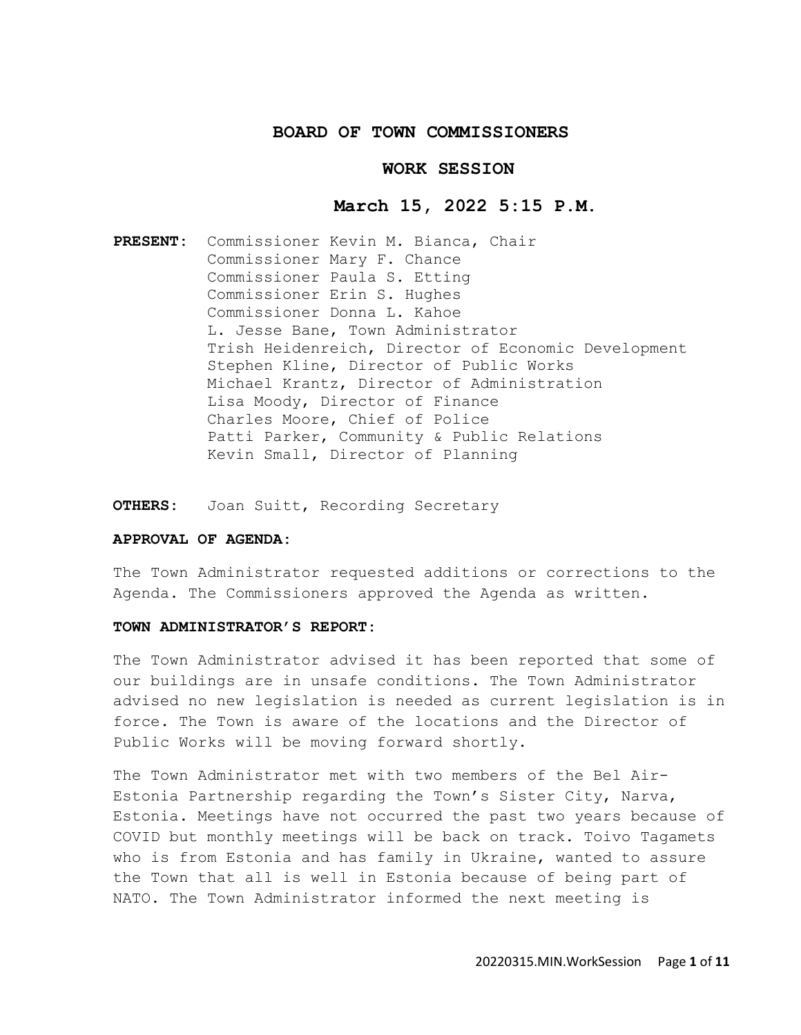# BOARD OF TOWN COMMISSIONERS

## WORK SESSION

### March 15, 2022 5:15 P.M.

**PRESENT:** Commissioner Kevin M. Bianca, Chair
Commissioner Mary F. Chance
Commissioner Paula S. Etting
Commissioner Erin S. Hughes
Commissioner Donna L. Kahoe
L. Jesse Bane, Town Administrator
Trish Heidenreich, Director of Economic Development
Stephen Kline, Director of Public Works
Michael Krantz, Director of Administration
Lisa Moody, Director of Finance
Charles Moore, Chief of Police
Patti Parker, Community & Public Relations
Kevin Small, Director of Planning

**OTHERS:** Joan Suitt, Recording Secretary

**APPROVAL OF AGENDA:**

The Town Administrator requested additions or corrections to the Agenda. The Commissioners approved the Agenda as written.

**TOWN ADMINISTRATOR'S REPORT:**

The Town Administrator advised it has been reported that some of our buildings are in unsafe conditions. The Town Administrator advised no new legislation is needed as current legislation is in force. The Town is aware of the locations and the Director of Public Works will be moving forward shortly.

The Town Administrator met with two members of the Bel Air-Estonia Partnership regarding the Town's Sister City, Narva, Estonia. Meetings have not occurred the past two years because of COVID but monthly meetings will be back on track. Toivo Tagamets who is from Estonia and has family in Ukraine, wanted to assure the Town that all is well in Estonia because of being part of NATO. The Town Administrator informed the next meeting is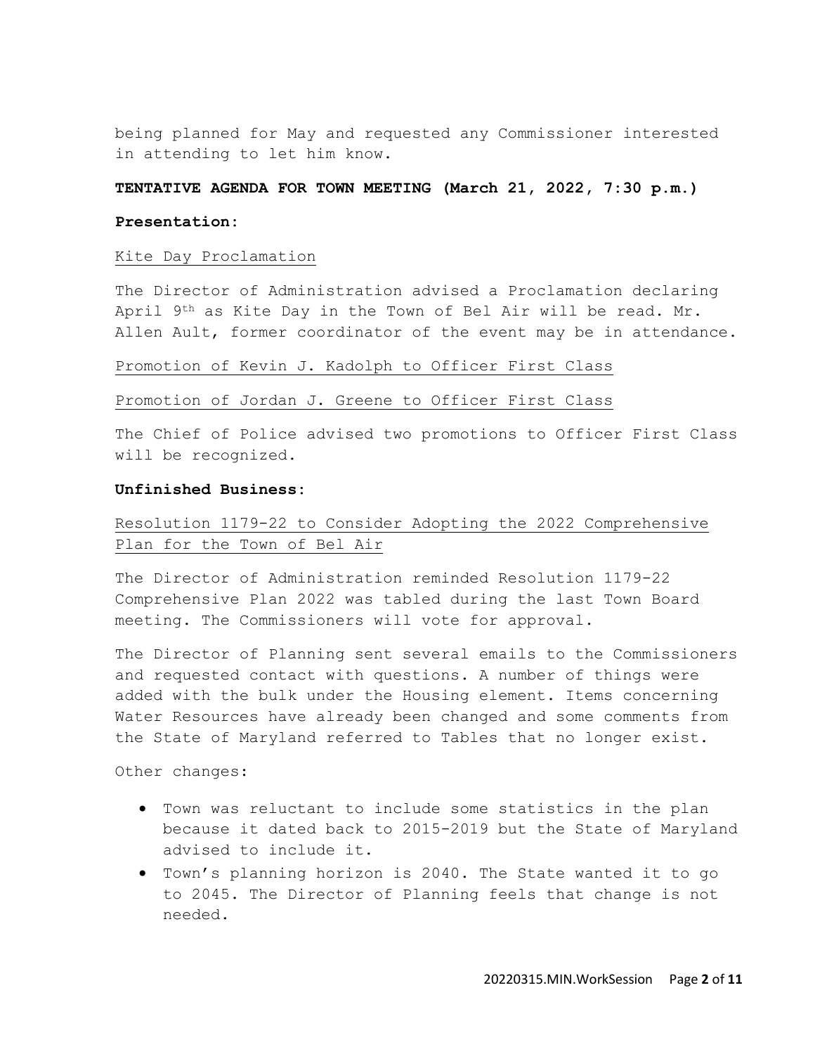being planned for May and requested any Commissioner interested in attending to let him know.

**TENTATIVE AGENDA FOR TOWN MEETING (March 21, 2022, 7:30 p.m.)**

**Presentation:**

Kite Day Proclamation

The Director of Administration advised a Proclamation declaring April 9th as Kite Day in the Town of Bel Air will be read. Mr. Allen Ault, former coordinator of the event may be in attendance.

Promotion of Kevin J. Kadolph to Officer First Class

Promotion of Jordan J. Greene to Officer First Class

The Chief of Police advised two promotions to Officer First Class will be recognized.

**Unfinished Business:**

Resolution 1179-22 to Consider Adopting the 2022 Comprehensive Plan for the Town of Bel Air

The Director of Administration reminded Resolution 1179-22 Comprehensive Plan 2022 was tabled during the last Town Board meeting. The Commissioners will vote for approval.

The Director of Planning sent several emails to the Commissioners and requested contact with questions. A number of things were added with the bulk under the Housing element. Items concerning Water Resources have already been changed and some comments from the State of Maryland referred to Tables that no longer exist.

Other changes:

- Town was reluctant to include some statistics in the plan because it dated back to 2015-2019 but the State of Maryland advised to include it.
- Town's planning horizon is 2040. The State wanted it to go to 2045. The Director of Planning feels that change is not needed.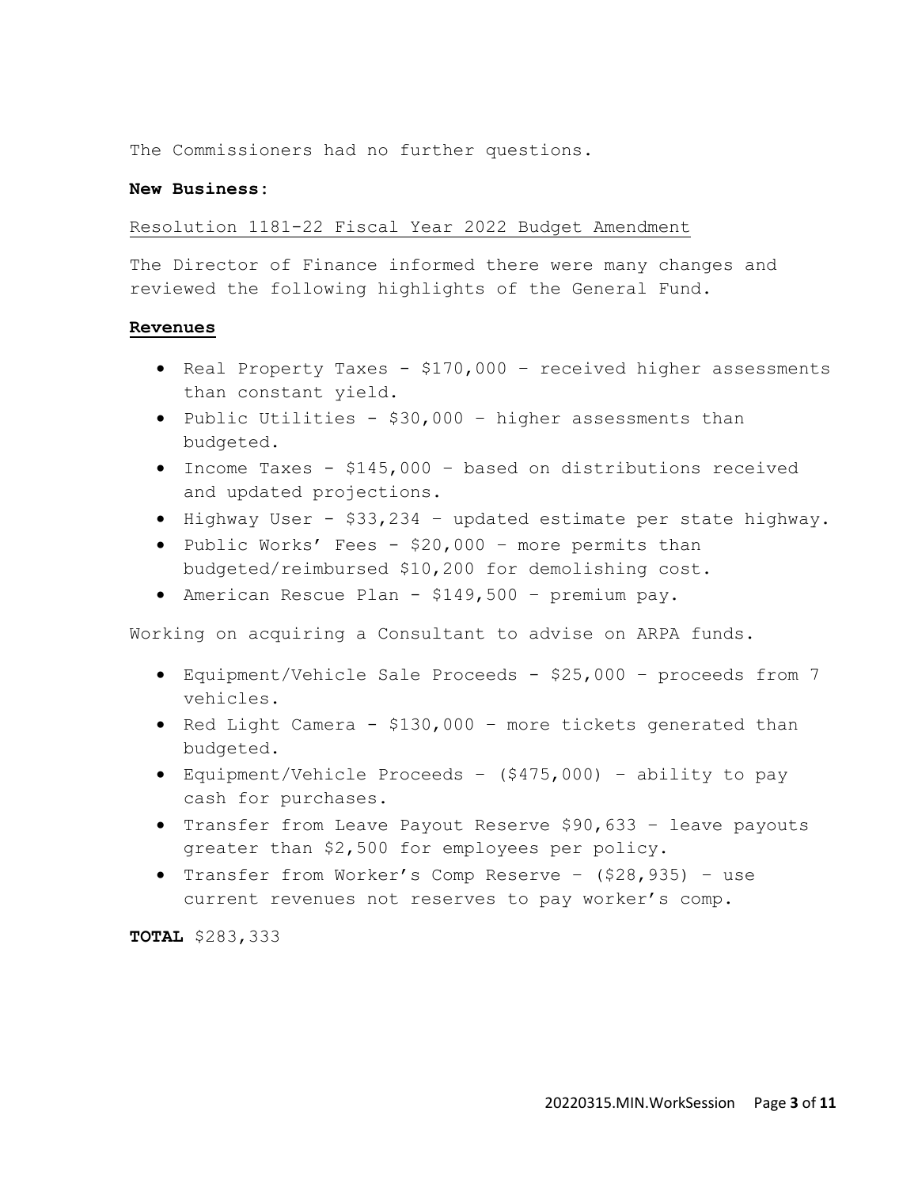The Commissioners had no further questions.

**New Business:**

Resolution 1181-22 Fiscal Year 2022 Budget Amendment

The Director of Finance informed there were many changes and reviewed the following highlights of the General Fund.

**Revenues**

- Real Property Taxes - $170,000 – received higher assessments than constant yield.
- Public Utilities - $30,000 – higher assessments than budgeted.
- Income Taxes - $145,000 – based on distributions received and updated projections.
- Highway User - $33,234 – updated estimate per state highway.
- Public Works' Fees - $20,000 – more permits than budgeted/reimbursed $10,200 for demolishing cost.
- American Rescue Plan - $149,500 – premium pay.

Working on acquiring a Consultant to advise on ARPA funds.

- Equipment/Vehicle Sale Proceeds - $25,000 – proceeds from 7 vehicles.
- Red Light Camera - $130,000 – more tickets generated than budgeted.
- Equipment/Vehicle Proceeds – ($475,000) – ability to pay cash for purchases.
- Transfer from Leave Payout Reserve $90,633 – leave payouts greater than $2,500 for employees per policy.
- Transfer from Worker's Comp Reserve – ($28,935) – use current revenues not reserves to pay worker's comp.

**TOTAL** $283,333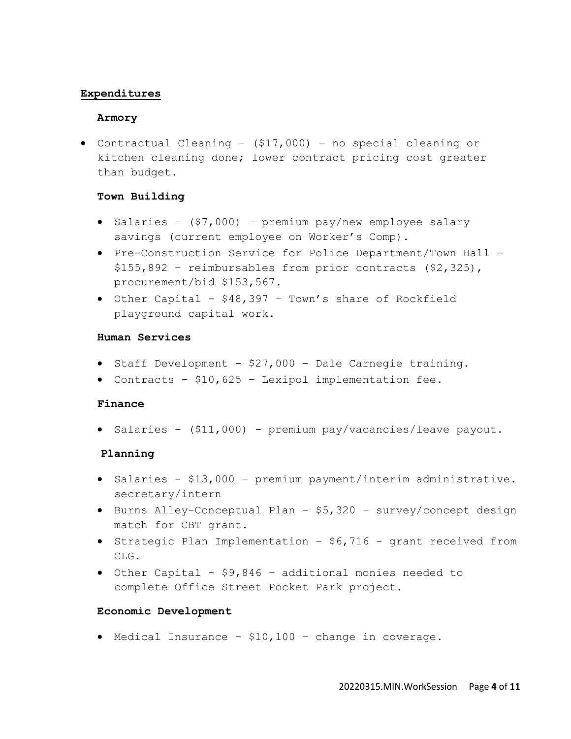## Expenditures

### Armory

- Contractual Cleaning – ($17,000) – no special cleaning or kitchen cleaning done; lower contract pricing cost greater than budget.

### Town Building

- Salaries – ($7,000) – premium pay/new employee salary savings (current employee on Worker's Comp).
- Pre-Construction Service for Police Department/Town Hall - $155,892 – reimbursables from prior contracts ($2,325), procurement/bid $153,567.
- Other Capital - $48,397 – Town's share of Rockfield playground capital work.

### Human Services

- Staff Development - $27,000 – Dale Carnegie training.
- Contracts - $10,625 – Lexipol implementation fee.

### Finance

- Salaries – ($11,000) – premium pay/vacancies/leave payout.

### Planning

- Salaries - $13,000 – premium payment/interim administrative. secretary/intern
- Burns Alley-Conceptual Plan - $5,320 – survey/concept design match for CBT grant.
- Strategic Plan Implementation - $6,716 - grant received from CLG.
- Other Capital - $9,846 – additional monies needed to complete Office Street Pocket Park project.

### Economic Development

- Medical Insurance - $10,100 – change in coverage.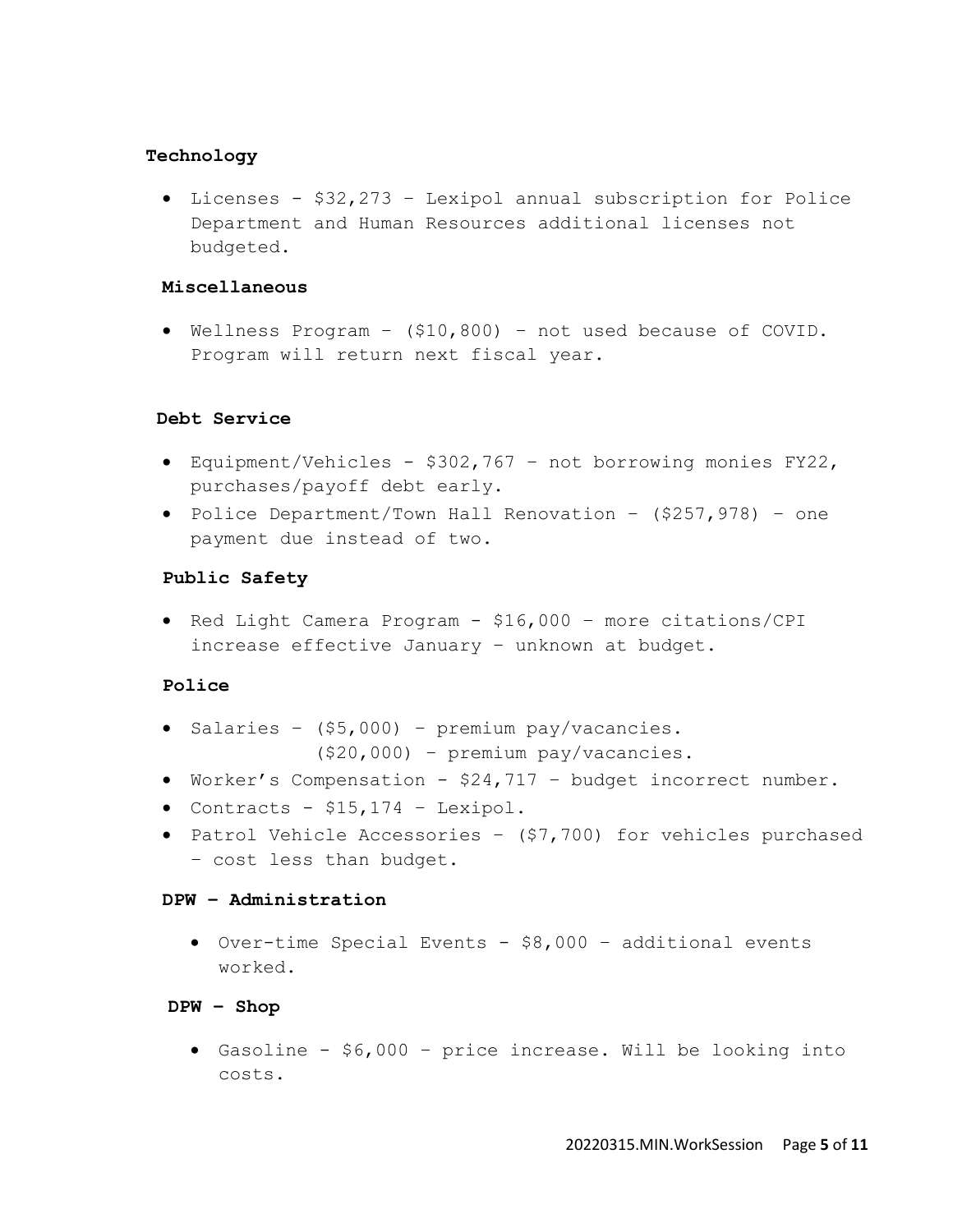**Technology**

- Licenses - $32,273 – Lexipol annual subscription for Police Department and Human Resources additional licenses not budgeted.

**Miscellaneous**

- Wellness Program – ($10,800) – not used because of COVID. Program will return next fiscal year.

**Debt Service**

- Equipment/Vehicles - $302,767 – not borrowing monies FY22, purchases/payoff debt early.
- Police Department/Town Hall Renovation – ($257,978) – one payment due instead of two.

**Public Safety**

- Red Light Camera Program - $16,000 – more citations/CPI increase effective January – unknown at budget.

**Police**

- Salaries – ($5,000) – premium pay/vacancies.
  ($20,000) – premium pay/vacancies.
- Worker's Compensation - $24,717 – budget incorrect number.
- Contracts - $15,174 – Lexipol.
- Patrol Vehicle Accessories – ($7,700) for vehicles purchased – cost less than budget.

**DPW – Administration**

- Over-time Special Events - $8,000 – additional events worked.

**DPW – Shop**

- Gasoline - $6,000 – price increase. Will be looking into costs.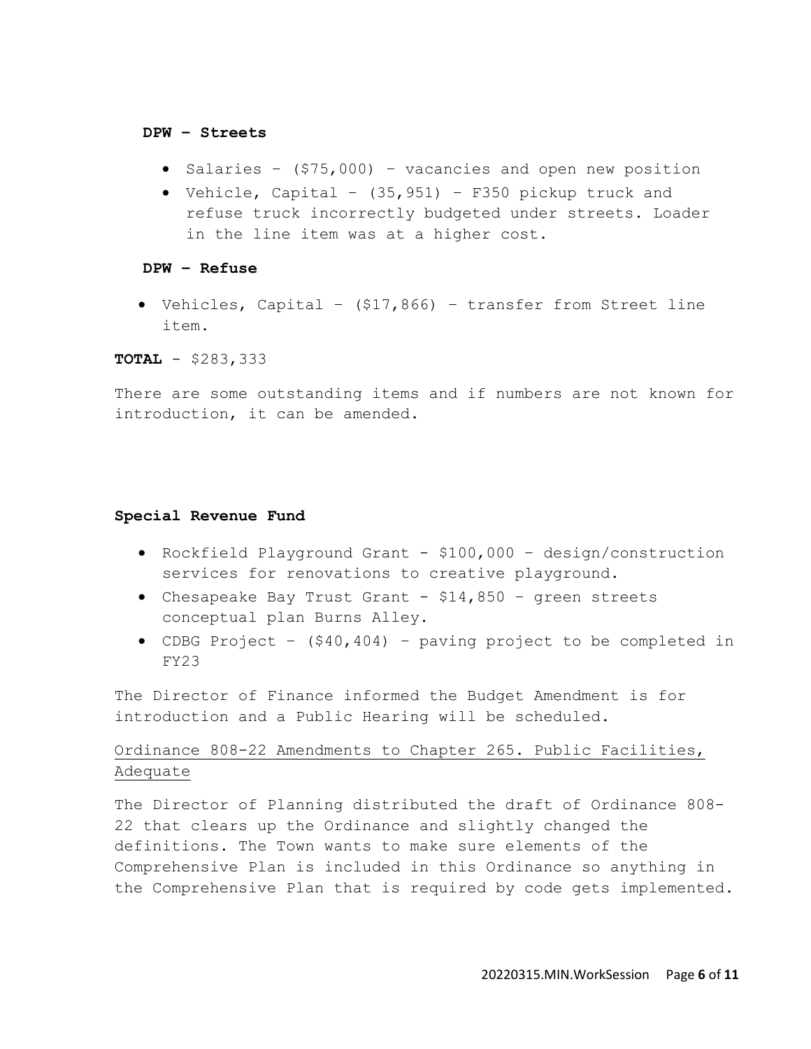**DPW – Streets**

- Salaries – ($75,000) – vacancies and open new position
- Vehicle, Capital – (35,951) – F350 pickup truck and refuse truck incorrectly budgeted under streets. Loader in the line item was at a higher cost.

**DPW – Refuse**

- Vehicles, Capital – ($17,866) – transfer from Street line item.

**TOTAL** - $283,333

There are some outstanding items and if numbers are not known for introduction, it can be amended.

**Special Revenue Fund**

- Rockfield Playground Grant - $100,000 – design/construction services for renovations to creative playground.
- Chesapeake Bay Trust Grant - $14,850 – green streets conceptual plan Burns Alley.
- CDBG Project – ($40,404) – paving project to be completed in FY23

The Director of Finance informed the Budget Amendment is for introduction and a Public Hearing will be scheduled.

<u>Ordinance 808-22 Amendments to Chapter 265. Public Facilities, Adequate</u>

The Director of Planning distributed the draft of Ordinance 808-22 that clears up the Ordinance and slightly changed the definitions. The Town wants to make sure elements of the Comprehensive Plan is included in this Ordinance so anything in the Comprehensive Plan that is required by code gets implemented.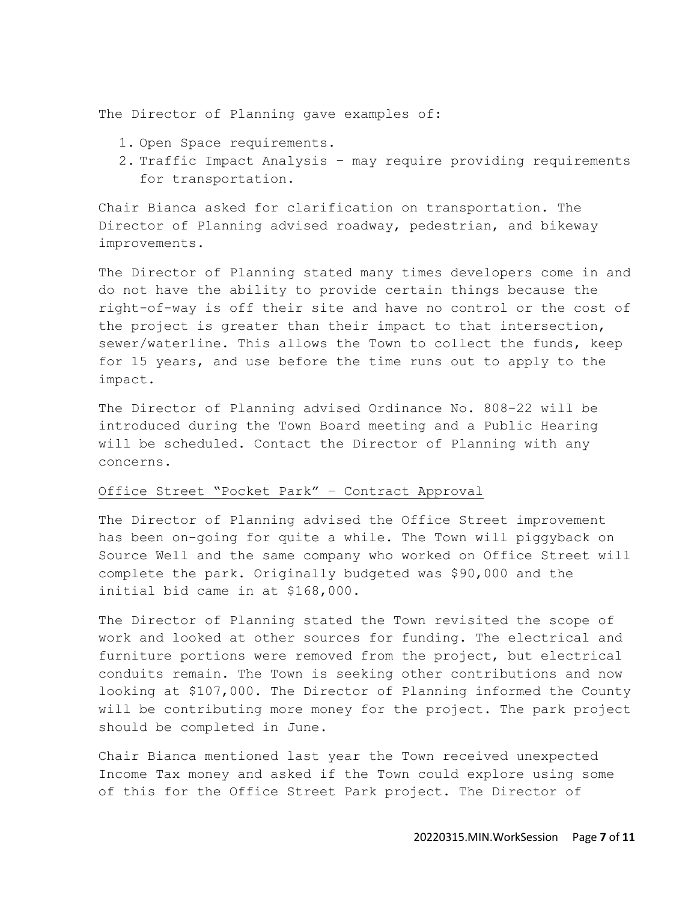The Director of Planning gave examples of:

1. Open Space requirements.
2. Traffic Impact Analysis – may require providing requirements for transportation.

Chair Bianca asked for clarification on transportation. The Director of Planning advised roadway, pedestrian, and bikeway improvements.

The Director of Planning stated many times developers come in and do not have the ability to provide certain things because the right-of-way is off their site and have no control or the cost of the project is greater than their impact to that intersection, sewer/waterline. This allows the Town to collect the funds, keep for 15 years, and use before the time runs out to apply to the impact.

The Director of Planning advised Ordinance No. 808-22 will be introduced during the Town Board meeting and a Public Hearing will be scheduled. Contact the Director of Planning with any concerns.

<u>Office Street "Pocket Park" – Contract Approval</u>

The Director of Planning advised the Office Street improvement has been on-going for quite a while. The Town will piggyback on Source Well and the same company who worked on Office Street will complete the park. Originally budgeted was $90,000 and the initial bid came in at $168,000.

The Director of Planning stated the Town revisited the scope of work and looked at other sources for funding. The electrical and furniture portions were removed from the project, but electrical conduits remain. The Town is seeking other contributions and now looking at $107,000. The Director of Planning informed the County will be contributing more money for the project. The park project should be completed in June.

Chair Bianca mentioned last year the Town received unexpected Income Tax money and asked if the Town could explore using some of this for the Office Street Park project. The Director of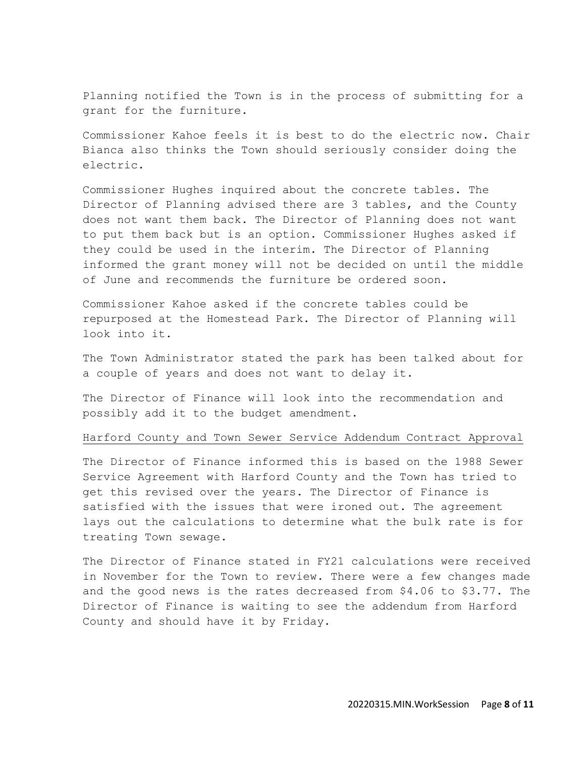Planning notified the Town is in the process of submitting for a grant for the furniture.

Commissioner Kahoe feels it is best to do the electric now. Chair Bianca also thinks the Town should seriously consider doing the electric.

Commissioner Hughes inquired about the concrete tables. The Director of Planning advised there are 3 tables, and the County does not want them back. The Director of Planning does not want to put them back but is an option. Commissioner Hughes asked if they could be used in the interim. The Director of Planning informed the grant money will not be decided on until the middle of June and recommends the furniture be ordered soon.

Commissioner Kahoe asked if the concrete tables could be repurposed at the Homestead Park. The Director of Planning will look into it.

The Town Administrator stated the park has been talked about for a couple of years and does not want to delay it.

The Director of Finance will look into the recommendation and possibly add it to the budget amendment.

<u>Harford County and Town Sewer Service Addendum Contract Approval</u>

The Director of Finance informed this is based on the 1988 Sewer Service Agreement with Harford County and the Town has tried to get this revised over the years. The Director of Finance is satisfied with the issues that were ironed out. The agreement lays out the calculations to determine what the bulk rate is for treating Town sewage.

The Director of Finance stated in FY21 calculations were received in November for the Town to review. There were a few changes made and the good news is the rates decreased from $4.06 to $3.77. The Director of Finance is waiting to see the addendum from Harford County and should have it by Friday.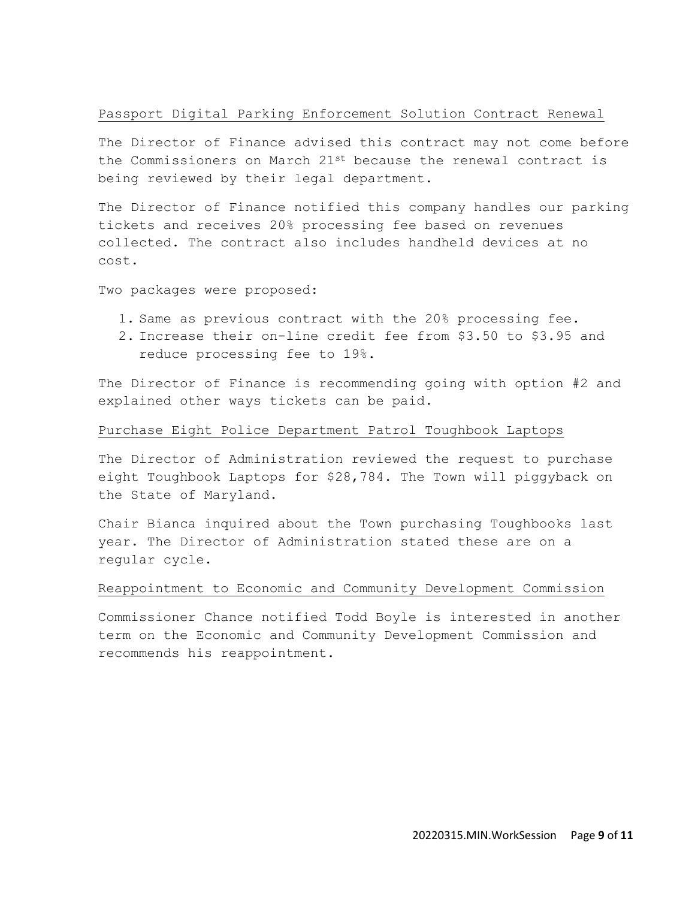Passport Digital Parking Enforcement Solution Contract Renewal

The Director of Finance advised this contract may not come before the Commissioners on March 21st because the renewal contract is being reviewed by their legal department.

The Director of Finance notified this company handles our parking tickets and receives 20% processing fee based on revenues collected. The contract also includes handheld devices at no cost.

Two packages were proposed:

1. Same as previous contract with the 20% processing fee.
2. Increase their on-line credit fee from $3.50 to $3.95 and reduce processing fee to 19%.

The Director of Finance is recommending going with option #2 and explained other ways tickets can be paid.

Purchase Eight Police Department Patrol Toughbook Laptops

The Director of Administration reviewed the request to purchase eight Toughbook Laptops for $28,784. The Town will piggyback on the State of Maryland.

Chair Bianca inquired about the Town purchasing Toughbooks last year. The Director of Administration stated these are on a regular cycle.

Reappointment to Economic and Community Development Commission

Commissioner Chance notified Todd Boyle is interested in another term on the Economic and Community Development Commission and recommends his reappointment.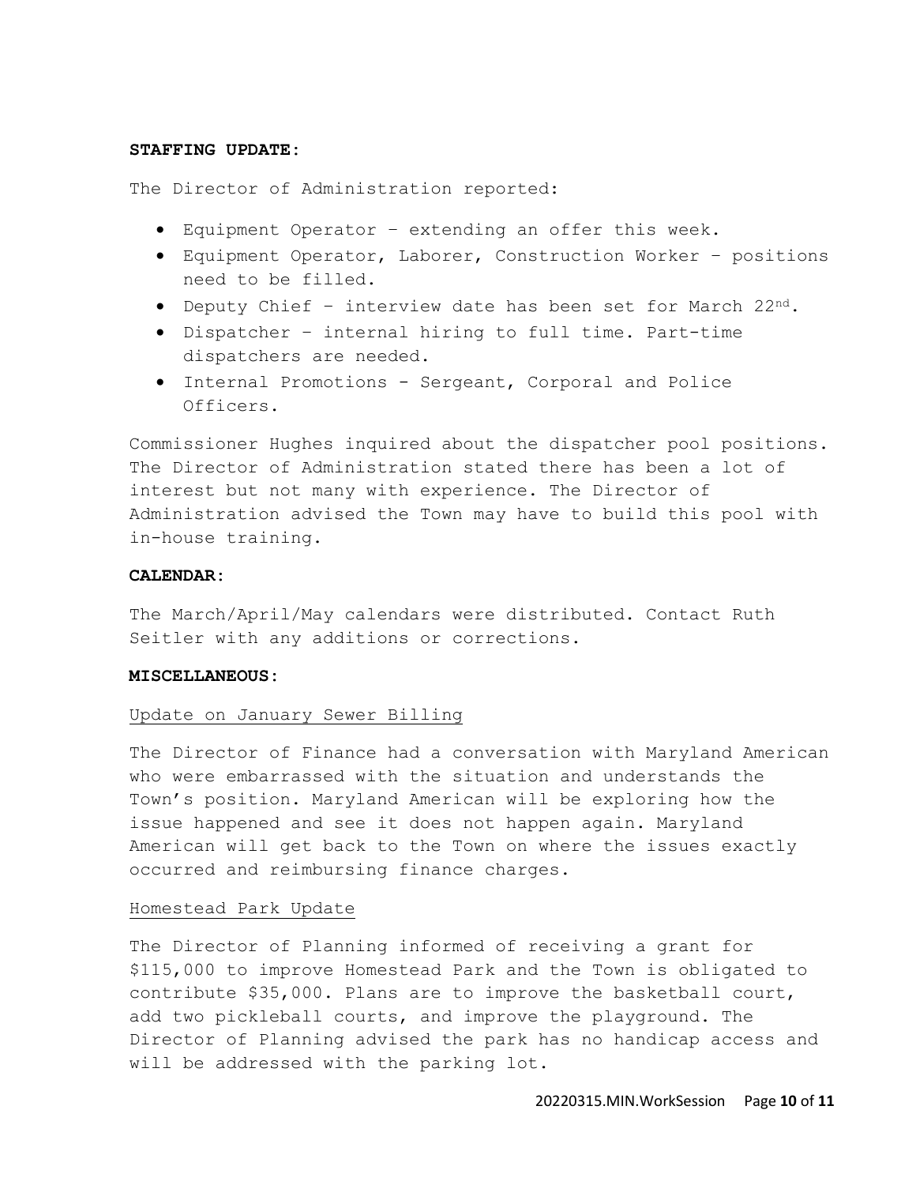**STAFFING UPDATE:**

The Director of Administration reported:

- Equipment Operator – extending an offer this week.
- Equipment Operator, Laborer, Construction Worker – positions need to be filled.
- Deputy Chief – interview date has been set for March 22nd.
- Dispatcher – internal hiring to full time. Part-time dispatchers are needed.
- Internal Promotions - Sergeant, Corporal and Police Officers.

Commissioner Hughes inquired about the dispatcher pool positions. The Director of Administration stated there has been a lot of interest but not many with experience. The Director of Administration advised the Town may have to build this pool with in-house training.

**CALENDAR:**

The March/April/May calendars were distributed. Contact Ruth Seitler with any additions or corrections.

**MISCELLANEOUS:**

Update on January Sewer Billing

The Director of Finance had a conversation with Maryland American who were embarrassed with the situation and understands the Town's position. Maryland American will be exploring how the issue happened and see it does not happen again. Maryland American will get back to the Town on where the issues exactly occurred and reimbursing finance charges.

Homestead Park Update

The Director of Planning informed of receiving a grant for $115,000 to improve Homestead Park and the Town is obligated to contribute $35,000. Plans are to improve the basketball court, add two pickleball courts, and improve the playground. The Director of Planning advised the park has no handicap access and will be addressed with the parking lot.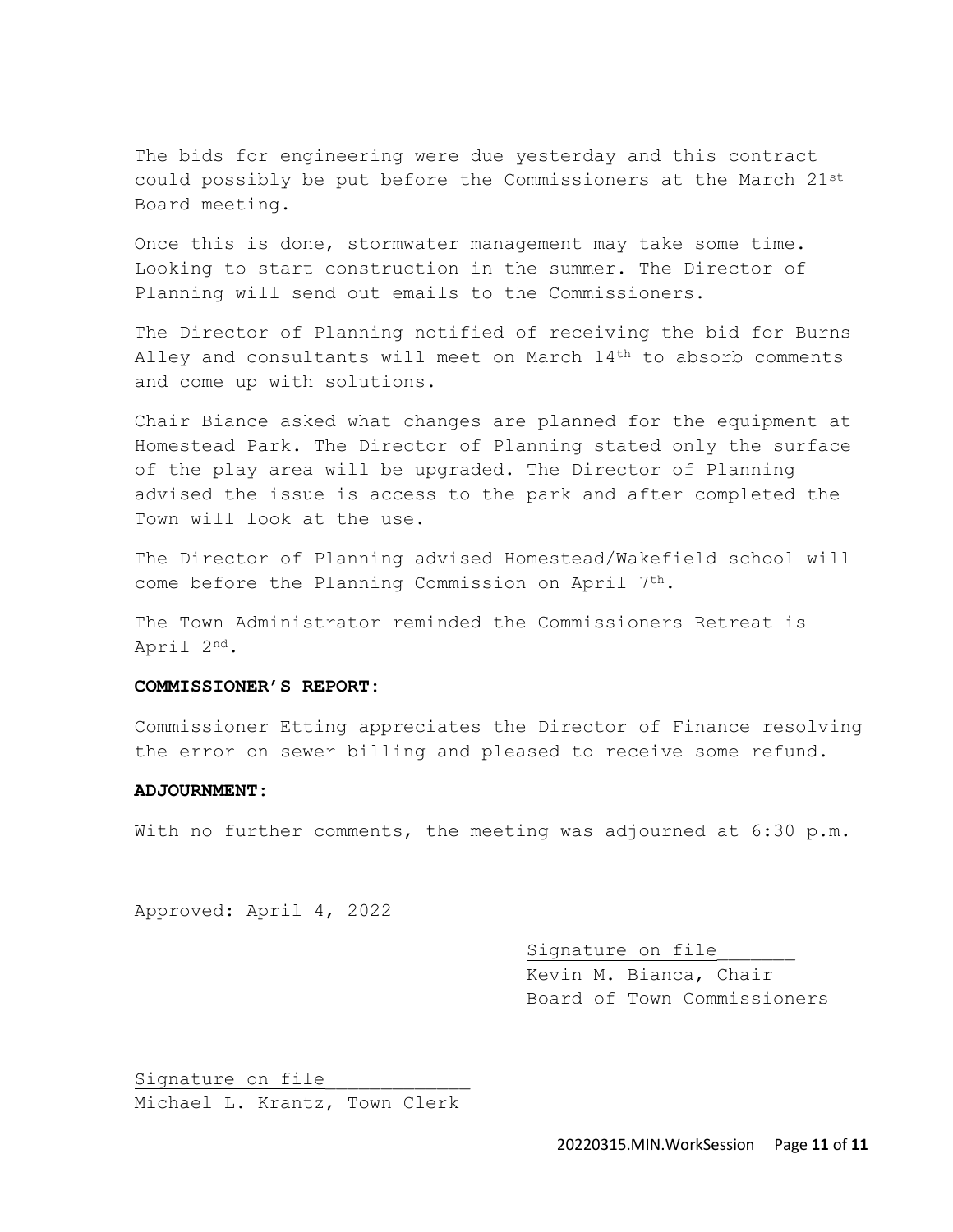The bids for engineering were due yesterday and this contract could possibly be put before the Commissioners at the March 21st Board meeting.

Once this is done, stormwater management may take some time. Looking to start construction in the summer. The Director of Planning will send out emails to the Commissioners.

The Director of Planning notified of receiving the bid for Burns Alley and consultants will meet on March 14th to absorb comments and come up with solutions.

Chair Biance asked what changes are planned for the equipment at Homestead Park. The Director of Planning stated only the surface of the play area will be upgraded. The Director of Planning advised the issue is access to the park and after completed the Town will look at the use.

The Director of Planning advised Homestead/Wakefield school will come before the Planning Commission on April 7th.

The Town Administrator reminded the Commissioners Retreat is April 2nd.

**COMMISSIONER'S REPORT:**

Commissioner Etting appreciates the Director of Finance resolving the error on sewer billing and pleased to receive some refund.

**ADJOURNMENT:**

With no further comments, the meeting was adjourned at 6:30 p.m.

Approved: April 4, 2022

Signature on file
Kevin M. Bianca, Chair
Board of Town Commissioners

Signature on file
Michael L. Krantz, Town Clerk